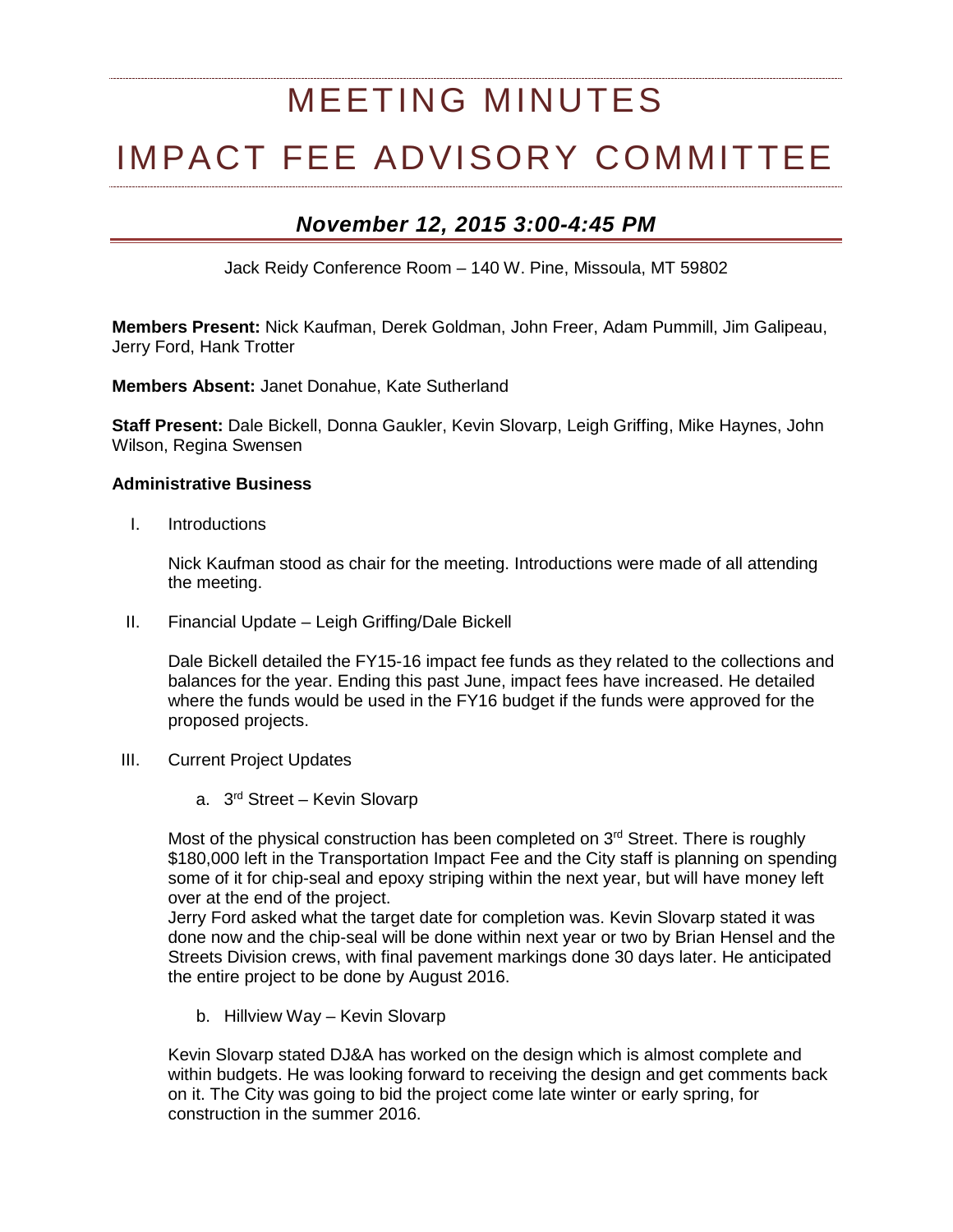# MEETING MINUTES

# IMPACT FEE ADVISORY COMMITTEE

## *November 12, 2015 3:00-4:45 PM*

Jack Reidy Conference Room – 140 W. Pine, Missoula, MT 59802

**Members Present:** Nick Kaufman, Derek Goldman, John Freer, Adam Pummill, Jim Galipeau, Jerry Ford, Hank Trotter

**Members Absent:** Janet Donahue, Kate Sutherland

**Staff Present:** Dale Bickell, Donna Gaukler, Kevin Slovarp, Leigh Griffing, Mike Haynes, John Wilson, Regina Swensen

**Administrative Business**

I. Introductions

Nick Kaufman stood as chair for the meeting. Introductions were made of all attending the meeting.

II. Financial Update – Leigh Griffing/Dale Bickell

Dale Bickell detailed the FY15-16 impact fee funds as they related to the collections and balances for the year. Ending this past June, impact fees have increased. He detailed where the funds would be used in the FY16 budget if the funds were approved for the proposed projects.

III. Current Project Updates

a. 3rd Street – Kevin Slovarp

Most of the physical construction has been completed on 3rd Street. There is roughly $180,000 left in the Transportation Impact Fee and the City staff is planning on spending some of it for chip-seal and epoxy striping within the next year, but will have money left over at the end of the project.

Jerry Ford asked what the target date for completion was. Kevin Slovarp stated it was done now and the chip-seal will be done within next year or two by Brian Hensel and the Streets Division crews, with final pavement markings done 30 days later. He anticipated the entire project to be done by August 2016.

b. Hillview Way – Kevin Slovarp

Kevin Slovarp stated DJ&A has worked on the design which is almost complete and within budgets. He was looking forward to receiving the design and get comments back on it. The City was going to bid the project come late winter or early spring, for construction in the summer 2016.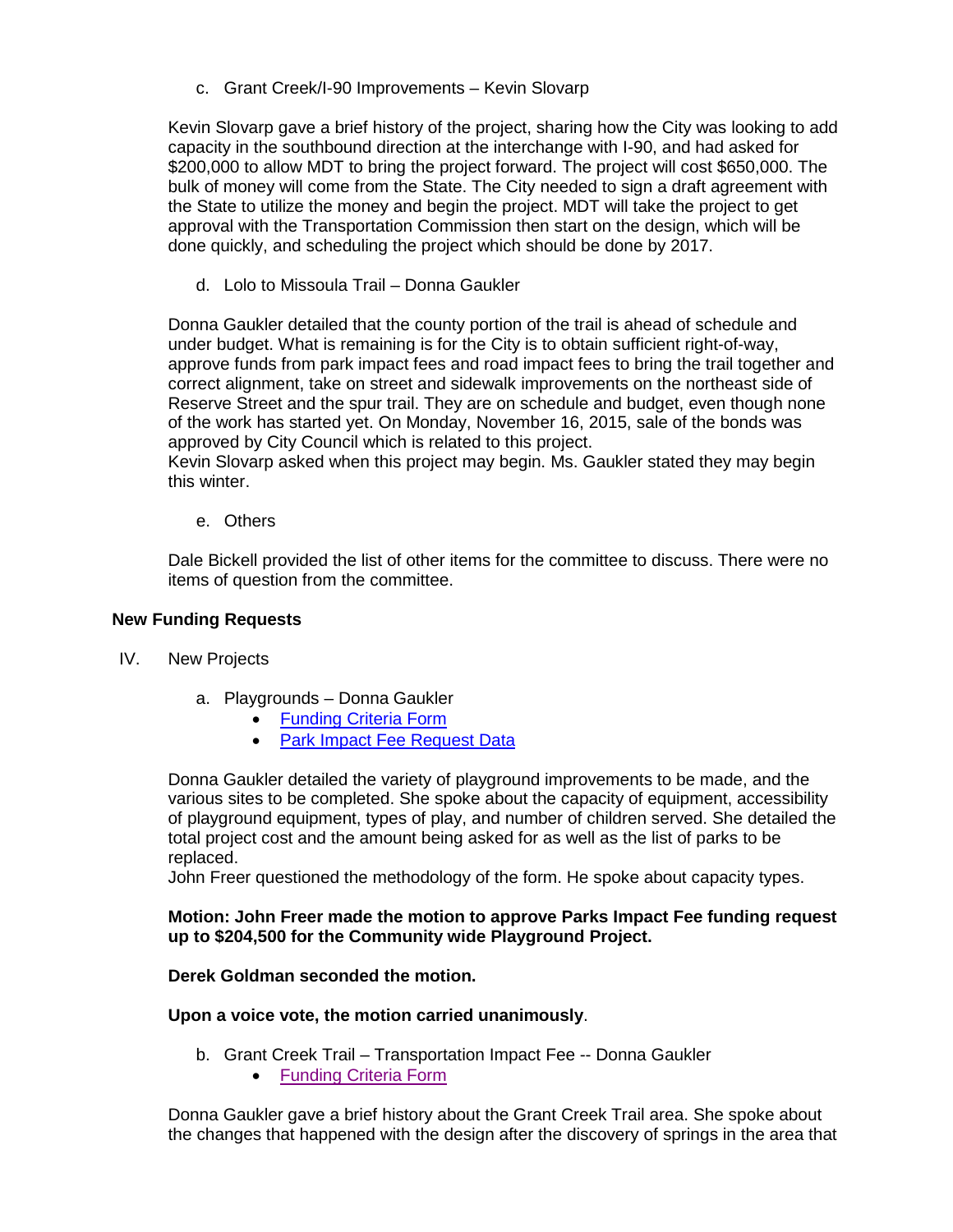c. Grant Creek/I-90 Improvements – Kevin Slovarp

Kevin Slovarp gave a brief history of the project, sharing how the City was looking to add capacity in the southbound direction at the interchange with I-90, and had asked for $200,000 to allow MDT to bring the project forward. The project will cost $650,000. The bulk of money will come from the State. The City needed to sign a draft agreement with the State to utilize the money and begin the project. MDT will take the project to get approval with the Transportation Commission then start on the design, which will be done quickly, and scheduling the project which should be done by 2017.

d. Lolo to Missoula Trail – Donna Gaukler

Donna Gaukler detailed that the county portion of the trail is ahead of schedule and under budget. What is remaining is for the City is to obtain sufficient right-of-way, approve funds from park impact fees and road impact fees to bring the trail together and correct alignment, take on street and sidewalk improvements on the northeast side of Reserve Street and the spur trail. They are on schedule and budget, even though none of the work has started yet. On Monday, November 16, 2015, sale of the bonds was approved by City Council which is related to this project.
Kevin Slovarp asked when this project may begin. Ms. Gaukler stated they may begin this winter.

e. Others

Dale Bickell provided the list of other items for the committee to discuss. There were no items of question from the committee.

**New Funding Requests**

IV. New Projects

a. Playgrounds – Donna Gaukler
- Funding Criteria Form
- Park Impact Fee Request Data

Donna Gaukler detailed the variety of playground improvements to be made, and the various sites to be completed. She spoke about the capacity of equipment, accessibility of playground equipment, types of play, and number of children served. She detailed the total project cost and the amount being asked for as well as the list of parks to be replaced.
John Freer questioned the methodology of the form. He spoke about capacity types.

**Motion: John Freer made the motion to approve Parks Impact Fee funding request up to $204,500 for the Community wide Playground Project.**

**Derek Goldman seconded the motion.**

**Upon a voice vote, the motion carried unanimously**.

b. Grant Creek Trail – Transportation Impact Fee -- Donna Gaukler
- Funding Criteria Form

Donna Gaukler gave a brief history about the Grant Creek Trail area. She spoke about the changes that happened with the design after the discovery of springs in the area that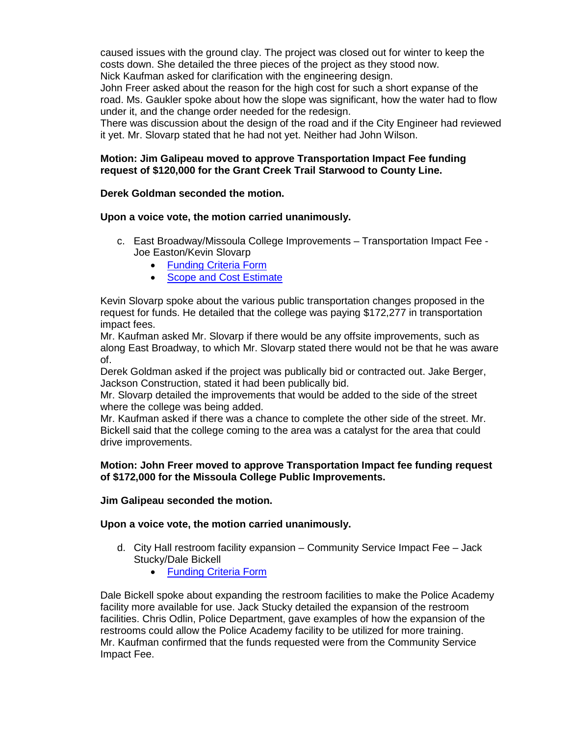caused issues with the ground clay. The project was closed out for winter to keep the costs down. She detailed the three pieces of the project as they stood now.
Nick Kaufman asked for clarification with the engineering design.
John Freer asked about the reason for the high cost for such a short expanse of the road. Ms. Gaukler spoke about how the slope was significant, how the water had to flow under it, and the change order needed for the redesign.
There was discussion about the design of the road and if the City Engineer had reviewed it yet. Mr. Slovarp stated that he had not yet. Neither had John Wilson.

**Motion: Jim Galipeau moved to approve Transportation Impact Fee funding request of $120,000 for the Grant Creek Trail Starwood to County Line.**

**Derek Goldman seconded the motion.**

**Upon a voice vote, the motion carried unanimously.**

c. East Broadway/Missoula College Improvements – Transportation Impact Fee - Joe Easton/Kevin Slovarp
   - Funding Criteria Form
   - Scope and Cost Estimate

Kevin Slovarp spoke about the various public transportation changes proposed in the request for funds. He detailed that the college was paying $172,277 in transportation impact fees.
Mr. Kaufman asked Mr. Slovarp if there would be any offsite improvements, such as along East Broadway, to which Mr. Slovarp stated there would not be that he was aware of.
Derek Goldman asked if the project was publically bid or contracted out. Jake Berger, Jackson Construction, stated it had been publically bid.
Mr. Slovarp detailed the improvements that would be added to the side of the street where the college was being added.
Mr. Kaufman asked if there was a chance to complete the other side of the street. Mr. Bickell said that the college coming to the area was a catalyst for the area that could drive improvements.

**Motion: John Freer moved to approve Transportation Impact fee funding request of $172,000 for the Missoula College Public Improvements.**

**Jim Galipeau seconded the motion.**

**Upon a voice vote, the motion carried unanimously.**

d. City Hall restroom facility expansion – Community Service Impact Fee – Jack Stucky/Dale Bickell
   - Funding Criteria Form

Dale Bickell spoke about expanding the restroom facilities to make the Police Academy facility more available for use. Jack Stucky detailed the expansion of the restroom facilities. Chris Odlin, Police Department, gave examples of how the expansion of the restrooms could allow the Police Academy facility to be utilized for more training.
Mr. Kaufman confirmed that the funds requested were from the Community Service Impact Fee.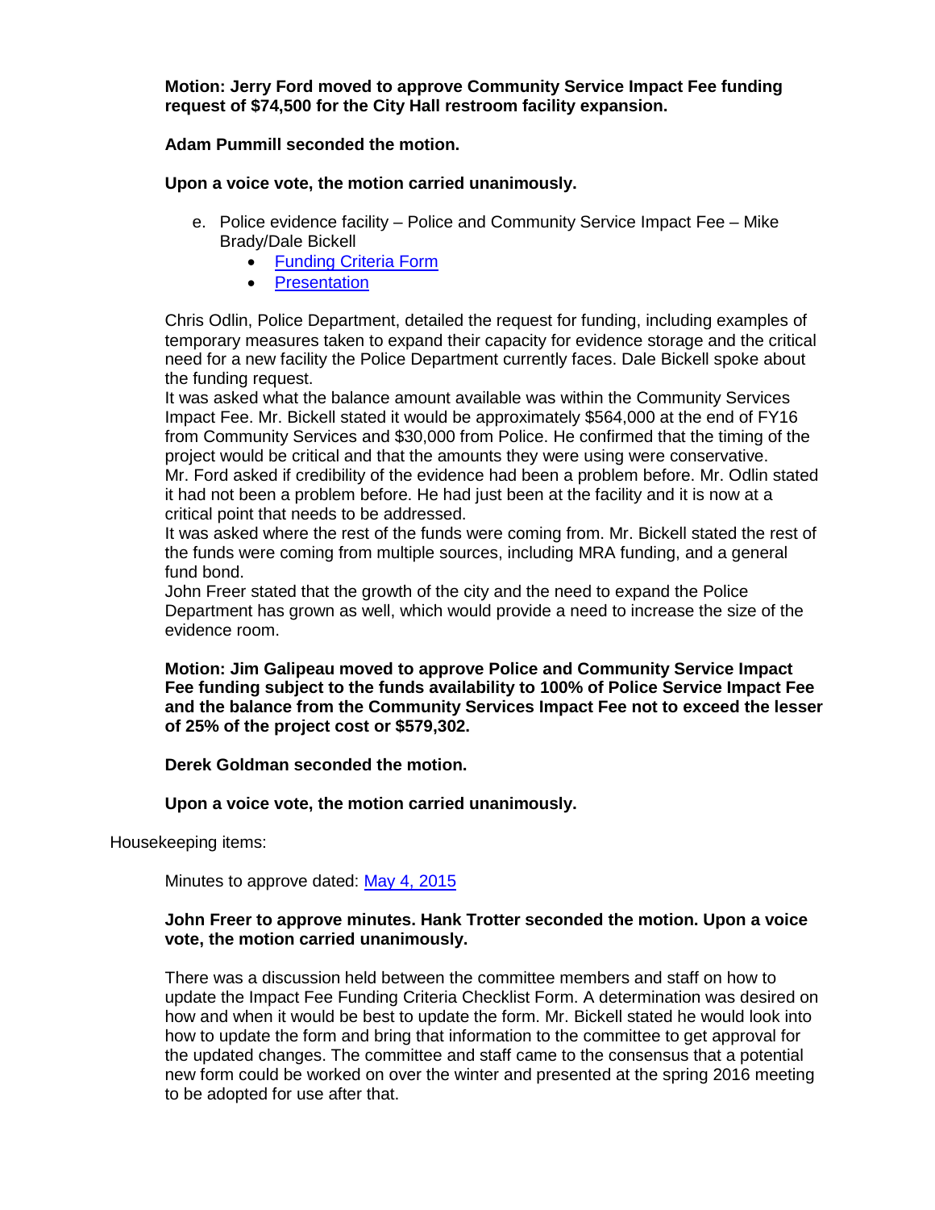**Motion: Jerry Ford moved to approve Community Service Impact Fee funding request of $74,500 for the City Hall restroom facility expansion.**

**Adam Pummill seconded the motion.**

**Upon a voice vote, the motion carried unanimously.**

e. Police evidence facility – Police and Community Service Impact Fee – Mike Brady/Dale Bickell
   - Funding Criteria Form
   - Presentation

Chris Odlin, Police Department, detailed the request for funding, including examples of temporary measures taken to expand their capacity for evidence storage and the critical need for a new facility the Police Department currently faces. Dale Bickell spoke about the funding request.

It was asked what the balance amount available was within the Community Services Impact Fee. Mr. Bickell stated it would be approximately $564,000 at the end of FY16 from Community Services and $30,000 from Police. He confirmed that the timing of the project would be critical and that the amounts they were using were conservative.

Mr. Ford asked if credibility of the evidence had been a problem before. Mr. Odlin stated it had not been a problem before. He had just been at the facility and it is now at a critical point that needs to be addressed.

It was asked where the rest of the funds were coming from. Mr. Bickell stated the rest of the funds were coming from multiple sources, including MRA funding, and a general fund bond.

John Freer stated that the growth of the city and the need to expand the Police Department has grown as well, which would provide a need to increase the size of the evidence room.

**Motion: Jim Galipeau moved to approve Police and Community Service Impact Fee funding subject to the funds availability to 100% of Police Service Impact Fee and the balance from the Community Services Impact Fee not to exceed the lesser of 25% of the project cost or $579,302.**

**Derek Goldman seconded the motion.**

**Upon a voice vote, the motion carried unanimously.**

Housekeeping items:

Minutes to approve dated: May 4, 2015

**John Freer to approve minutes. Hank Trotter seconded the motion. Upon a voice vote, the motion carried unanimously.**

There was a discussion held between the committee members and staff on how to update the Impact Fee Funding Criteria Checklist Form. A determination was desired on how and when it would be best to update the form. Mr. Bickell stated he would look into how to update the form and bring that information to the committee to get approval for the updated changes. The committee and staff came to the consensus that a potential new form could be worked on over the winter and presented at the spring 2016 meeting to be adopted for use after that.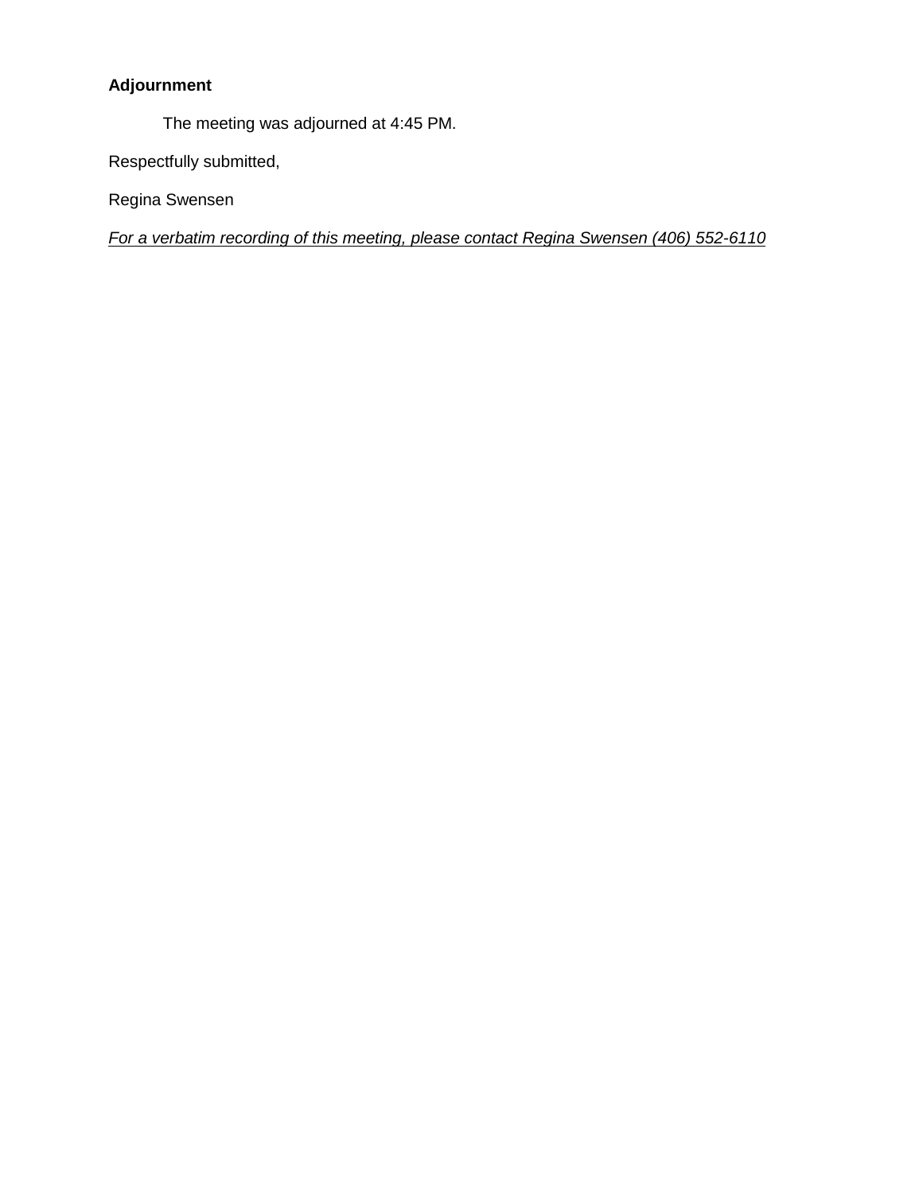**Adjournment**

The meeting was adjourned at 4:45 PM.

Respectfully submitted,

Regina Swensen

*For a verbatim recording of this meeting, please contact Regina Swensen (406) 552-6110*